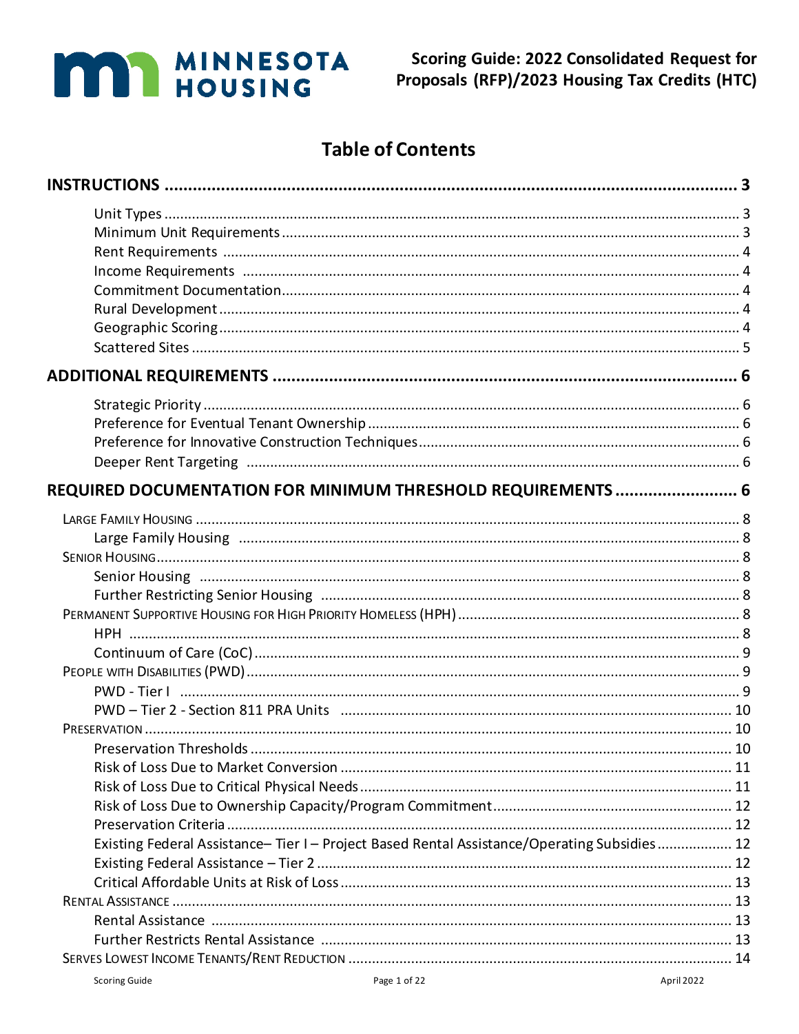# Scoring Guide: 2022 Consolidated Request for Proposals (RFP)/2023 Housing Tax Credits (HTC)

MINNESOTA HOUSING

## Table of Contents

**INSTRUCTIONS** ..... 3

- Unit Types ..... 3
- Minimum Unit Requirements ..... 3
- Rent Requirements ..... 4
- Income Requirements ..... 4
- Commitment Documentation ..... 4
- Rural Development ..... 4
- Geographic Scoring ..... 4
- Scattered Sites ..... 5

**ADDITIONAL REQUIREMENTS** ..... 6

- Strategic Priority ..... 6
- Preference for Eventual Tenant Ownership ..... 6
- Preference for Innovative Construction Techniques ..... 6
- Deeper Rent Targeting ..... 6

**REQUIRED DOCUMENTATION FOR MINIMUM THRESHOLD REQUIREMENTS** ..... 6

LARGE FAMILY HOUSING ..... 8
- Large Family Housing ..... 8

SENIOR HOUSING ..... 8
- Senior Housing ..... 8
- Further Restricting Senior Housing ..... 8

PERMANENT SUPPORTIVE HOUSING FOR HIGH PRIORITY HOMELESS (HPH) ..... 8
- HPH ..... 8
- Continuum of Care (CoC) ..... 9

PEOPLE WITH DISABILITIES (PWD) ..... 9
- PWD - Tier I ..... 9
- PWD – Tier 2 - Section 811 PRA Units ..... 10

PRESERVATION ..... 10
- Preservation Thresholds ..... 10
- Risk of Loss Due to Market Conversion ..... 11
- Risk of Loss Due to Critical Physical Needs ..... 11
- Risk of Loss Due to Ownership Capacity/Program Commitment ..... 12
- Preservation Criteria ..... 12
- Existing Federal Assistance– Tier I – Project Based Rental Assistance/Operating Subsidies ..... 12
- Existing Federal Assistance – Tier 2 ..... 12
- Critical Affordable Units at Risk of Loss ..... 13

RENTAL ASSISTANCE ..... 13
- Rental Assistance ..... 13
- Further Restricts Rental Assistance ..... 13

SERVES LOWEST INCOME TENANTS/RENT REDUCTION ..... 14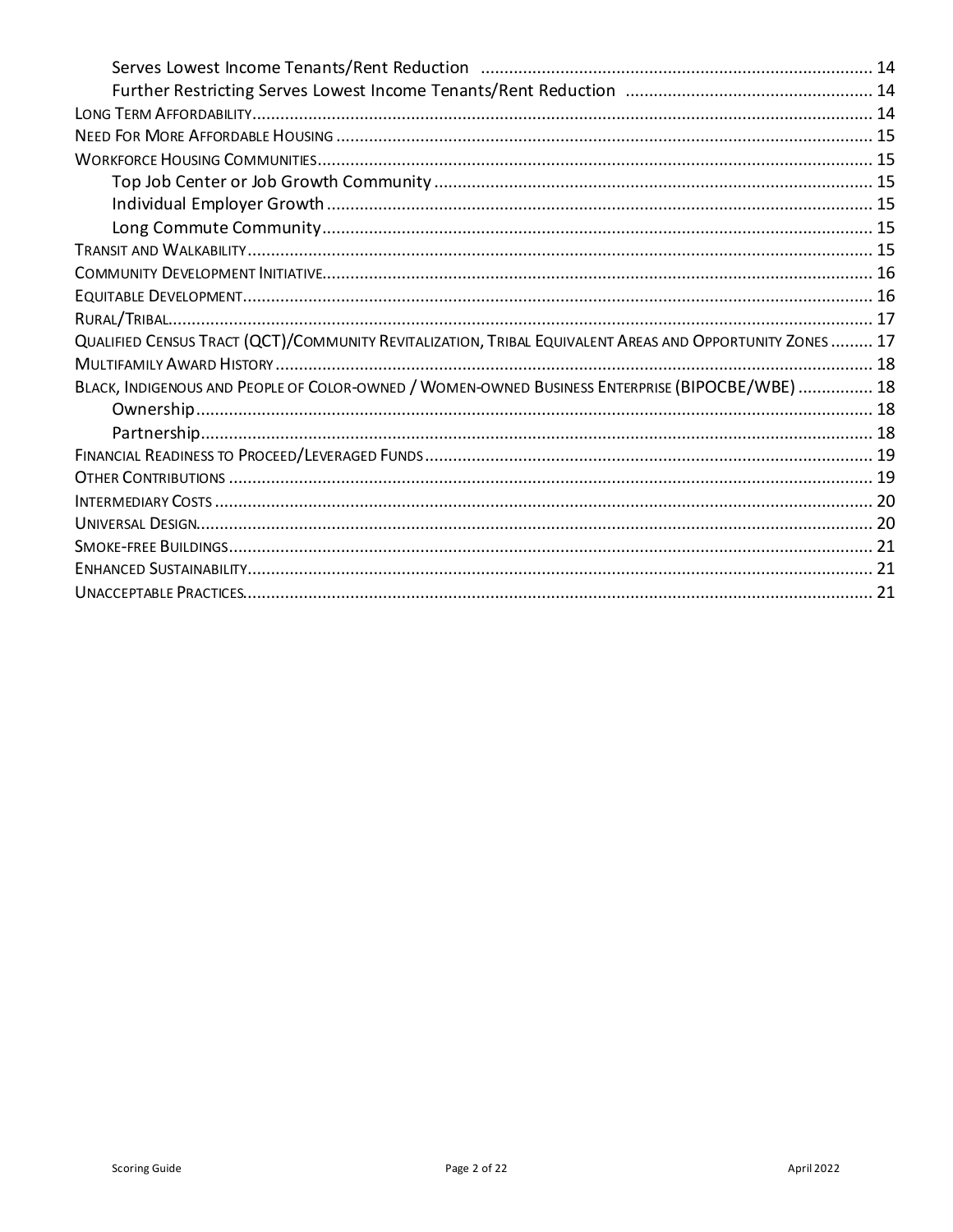Serves Lowest Income Tenants/Rent Reduction ........ 14
Further Restricting Serves Lowest Income Tenants/Rent Reduction ........ 14
Long Term Affordability ........ 14
Need For More Affordable Housing ........ 15
Workforce Housing Communities ........ 15
Top Job Center or Job Growth Community ........ 15
Individual Employer Growth ........ 15
Long Commute Community ........ 15
Transit and Walkability ........ 15
Community Development Initiative ........ 16
Equitable Development ........ 16
Rural/Tribal ........ 17
Qualified Census Tract (QCT)/Community Revitalization, Tribal Equivalent Areas and Opportunity Zones ........ 17
Multifamily Award History ........ 18
Black, Indigenous and People of Color-owned / Women-owned Business Enterprise (BIPOCBE/WBE) ........ 18
Ownership ........ 18
Partnership ........ 18
Financial Readiness to Proceed/Leveraged Funds ........ 19
Other Contributions ........ 19
Intermediary Costs ........ 20
Universal Design ........ 20
Smoke-free Buildings ........ 21
Enhanced Sustainability ........ 21
Unacceptable Practices ........ 21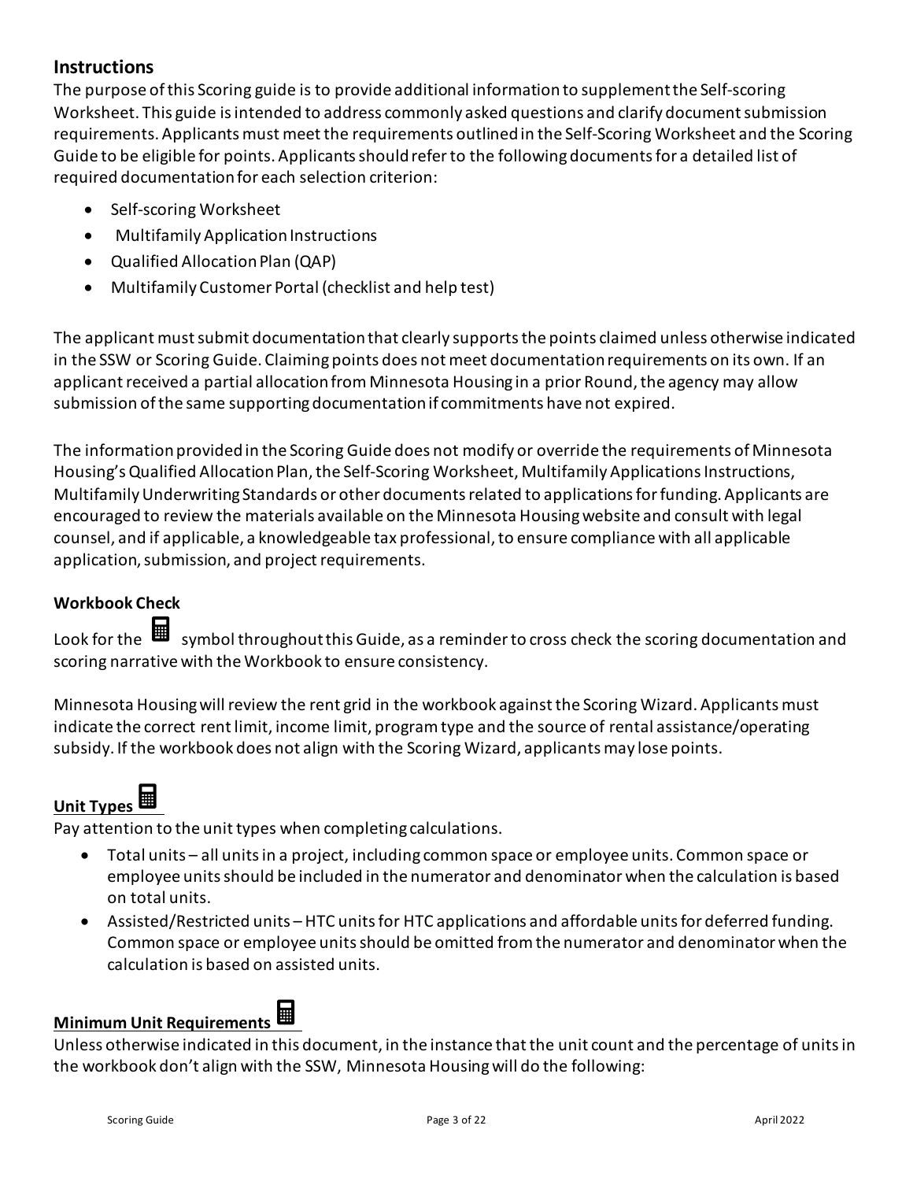## Instructions

The purpose of this Scoring guide is to provide additional information to supplement the Self-scoring Worksheet. This guide is intended to address commonly asked questions and clarify document submission requirements. Applicants must meet the requirements outlined in the Self-Scoring Worksheet and the Scoring Guide to be eligible for points. Applicants should refer to the following documents for a detailed list of required documentation for each selection criterion:

- Self-scoring Worksheet
- Multifamily Application Instructions
- Qualified Allocation Plan (QAP)
- Multifamily Customer Portal (checklist and help test)

The applicant must submit documentation that clearly supports the points claimed unless otherwise indicated in the SSW or Scoring Guide. Claiming points does not meet documentation requirements on its own. If an applicant received a partial allocation from Minnesota Housing in a prior Round, the agency may allow submission of the same supporting documentation if commitments have not expired.

The information provided in the Scoring Guide does not modify or override the requirements of Minnesota Housing's Qualified Allocation Plan, the Self-Scoring Worksheet, Multifamily Applications Instructions, Multifamily Underwriting Standards or other documents related to applications for funding. Applicants are encouraged to review the materials available on the Minnesota Housing website and consult with legal counsel, and if applicable, a knowledgeable tax professional, to ensure compliance with all applicable application, submission, and project requirements.

### Workbook Check

Look for the 🖩 symbol throughout this Guide, as a reminder to cross check the scoring documentation and scoring narrative with the Workbook to ensure consistency.

Minnesota Housing will review the rent grid in the workbook against the Scoring Wizard. Applicants must indicate the correct rent limit, income limit, program type and the source of rental assistance/operating subsidy. If the workbook does not align with the Scoring Wizard, applicants may lose points.

### Unit Types 🖩

Pay attention to the unit types when completing calculations.

- Total units – all units in a project, including common space or employee units. Common space or employee units should be included in the numerator and denominator when the calculation is based on total units.
- Assisted/Restricted units – HTC units for HTC applications and affordable units for deferred funding. Common space or employee units should be omitted from the numerator and denominator when the calculation is based on assisted units.

### Minimum Unit Requirements 🖩

Unless otherwise indicated in this document, in the instance that the unit count and the percentage of units in the workbook don't align with the SSW, Minnesota Housing will do the following: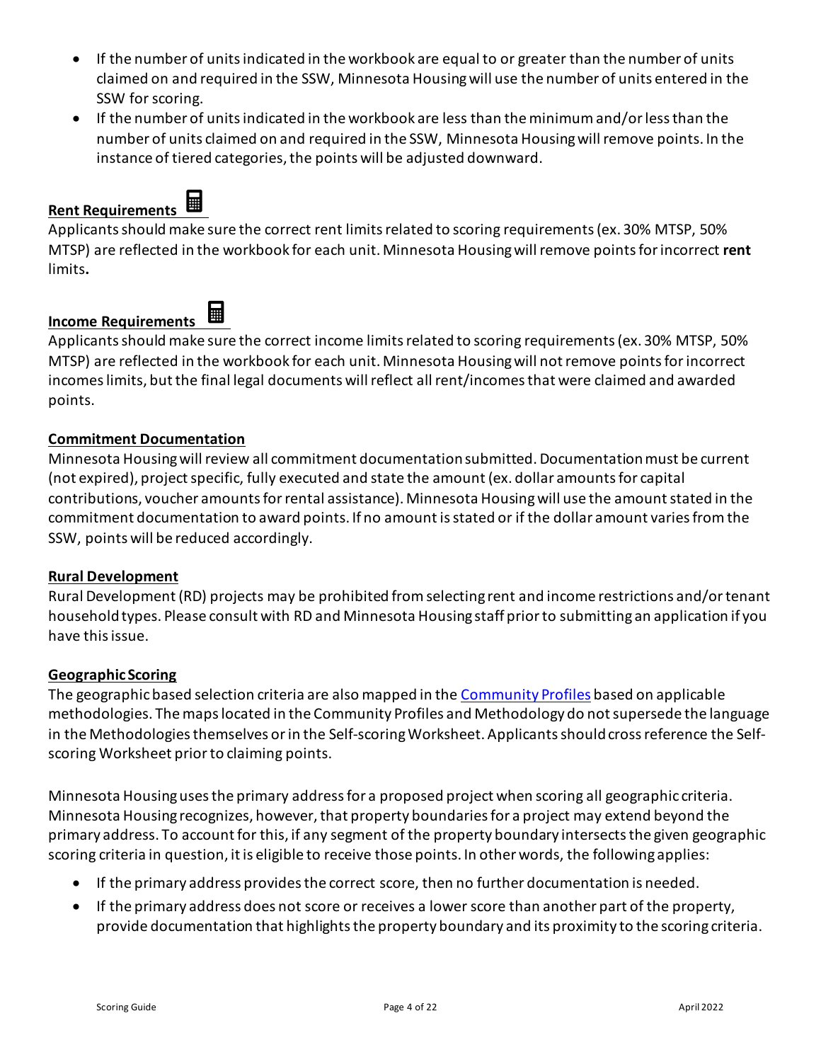- If the number of units indicated in the workbook are equal to or greater than the number of units claimed on and required in the SSW, Minnesota Housing will use the number of units entered in the SSW for scoring.
- If the number of units indicated in the workbook are less than the minimum and/or less than the number of units claimed on and required in the SSW, Minnesota Housing will remove points. In the instance of tiered categories, the points will be adjusted downward.

**Rent Requirements**

Applicants should make sure the correct rent limits related to scoring requirements (ex. 30% MTSP, 50% MTSP) are reflected in the workbook for each unit. Minnesota Housing will remove points for incorrect **rent** limits**.**

**Income Requirements**

Applicants should make sure the correct income limits related to scoring requirements (ex. 30% MTSP, 50% MTSP) are reflected in the workbook for each unit. Minnesota Housing will not remove points for incorrect incomes limits, but the final legal documents will reflect all rent/incomes that were claimed and awarded points.

**Commitment Documentation**

Minnesota Housing will review all commitment documentation submitted. Documentation must be current (not expired), project specific, fully executed and state the amount (ex. dollar amounts for capital contributions, voucher amounts for rental assistance). Minnesota Housing will use the amount stated in the commitment documentation to award points. If no amount is stated or if the dollar amount varies from the SSW, points will be reduced accordingly.

**Rural Development**

Rural Development (RD) projects may be prohibited from selecting rent and income restrictions and/or tenant household types. Please consult with RD and Minnesota Housing staff prior to submitting an application if you have this issue.

**Geographic Scoring**

The geographic based selection criteria are also mapped in the Community Profiles based on applicable methodologies. The maps located in the Community Profiles and Methodology do not supersede the language in the Methodologies themselves or in the Self-scoring Worksheet. Applicants should cross reference the Self-scoring Worksheet prior to claiming points.

Minnesota Housing uses the primary address for a proposed project when scoring all geographic criteria. Minnesota Housing recognizes, however, that property boundaries for a project may extend beyond the primary address. To account for this, if any segment of the property boundary intersects the given geographic scoring criteria in question, it is eligible to receive those points. In other words, the following applies:

- If the primary address provides the correct score, then no further documentation is needed.
- If the primary address does not score or receives a lower score than another part of the property, provide documentation that highlights the property boundary and its proximity to the scoring criteria.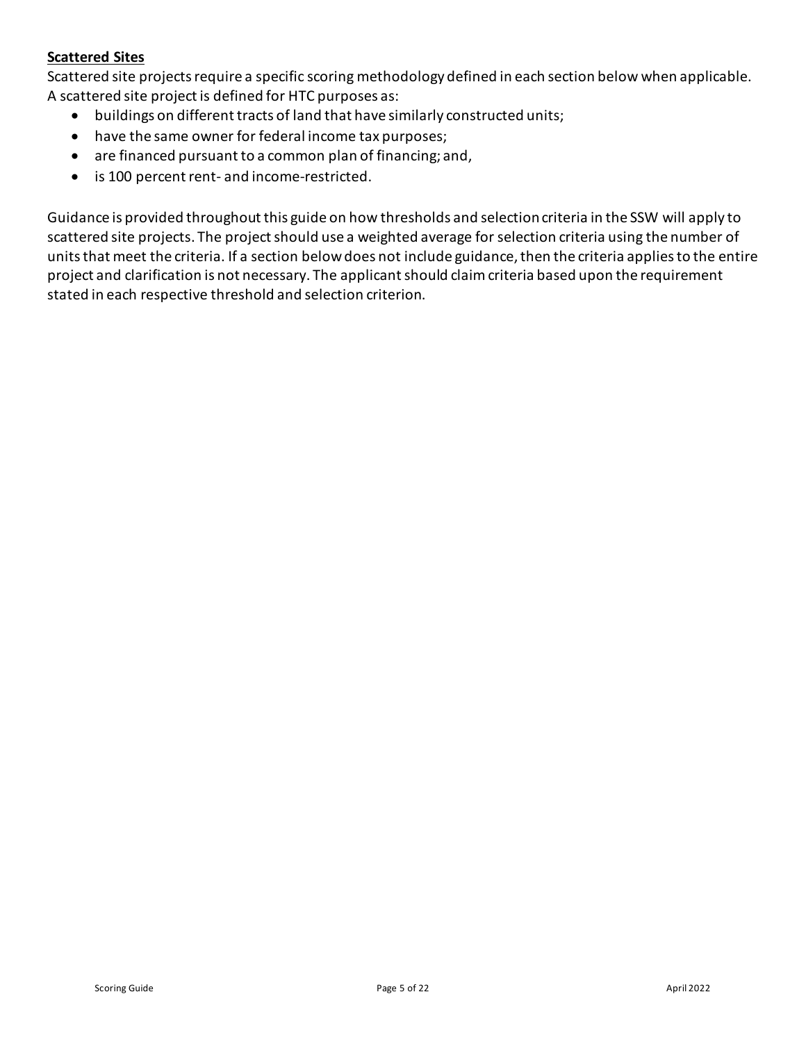**Scattered Sites**

Scattered site projects require a specific scoring methodology defined in each section below when applicable. A scattered site project is defined for HTC purposes as:

- buildings on different tracts of land that have similarly constructed units;
- have the same owner for federal income tax purposes;
- are financed pursuant to a common plan of financing; and,
- is 100 percent rent- and income-restricted.

Guidance is provided throughout this guide on how thresholds and selection criteria in the SSW will apply to scattered site projects. The project should use a weighted average for selection criteria using the number of units that meet the criteria. If a section below does not include guidance, then the criteria applies to the entire project and clarification is not necessary. The applicant should claim criteria based upon the requirement stated in each respective threshold and selection criterion.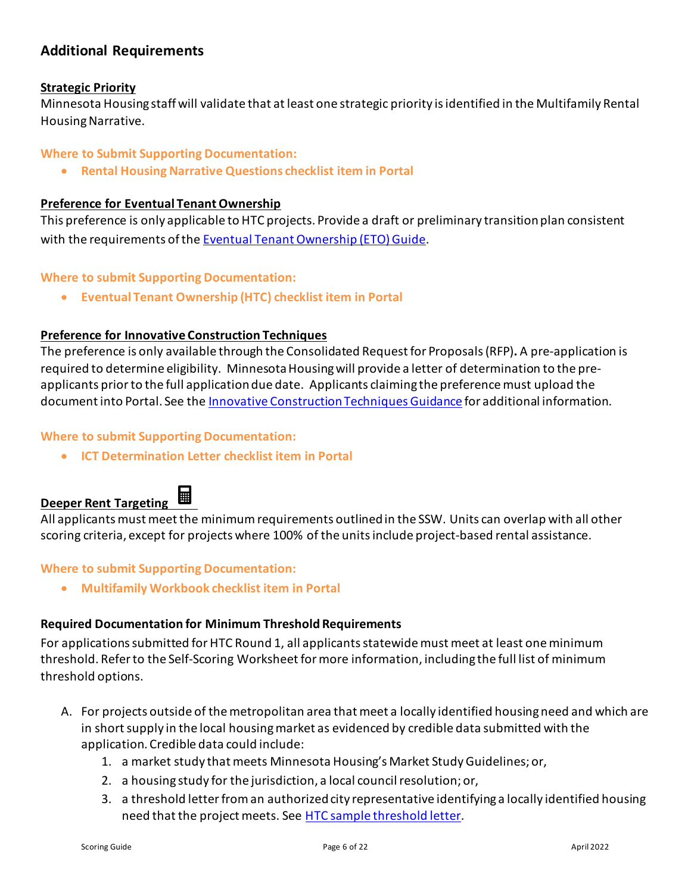## Additional Requirements

**Strategic Priority**

Minnesota Housing staff will validate that at least one strategic priority is identified in the Multifamily Rental Housing Narrative.

**Where to Submit Supporting Documentation:**

- **Rental Housing Narrative Questions checklist item in Portal**

**Preference for Eventual Tenant Ownership**

This preference is only applicable to HTC projects. Provide a draft or preliminary transition plan consistent with the requirements of the Eventual Tenant Ownership (ETO) Guide.

**Where to submit Supporting Documentation:**

- **Eventual Tenant Ownership (HTC) checklist item in Portal**

**Preference for Innovative Construction Techniques**

The preference is only available through the Consolidated Request for Proposals (RFP)**.** A pre-application is required to determine eligibility. Minnesota Housing will provide a letter of determination to the pre-applicants prior to the full application due date. Applicants claiming the preference must upload the document into Portal. See the Innovative Construction Techniques Guidance for additional information.

**Where to submit Supporting Documentation:**

- **ICT Determination Letter checklist item in Portal**

**Deeper Rent Targeting**

All applicants must meet the minimum requirements outlined in the SSW. Units can overlap with all other scoring criteria, except for projects where 100% of the units include project-based rental assistance.

**Where to submit Supporting Documentation:**

- **Multifamily Workbook checklist item in Portal**

**Required Documentation for Minimum Threshold Requirements**

For applications submitted for HTC Round 1, all applicants statewide must meet at least one minimum threshold. Refer to the Self-Scoring Worksheet for more information, including the full list of minimum threshold options.

A. For projects outside of the metropolitan area that meet a locally identified housing need and which are in short supply in the local housing market as evidenced by credible data submitted with the application. Credible data could include:
   1. a market study that meets Minnesota Housing's Market Study Guidelines; or,
   2. a housing study for the jurisdiction, a local council resolution; or,
   3. a threshold letter from an authorized city representative identifying a locally identified housing need that the project meets. See HTC sample threshold letter.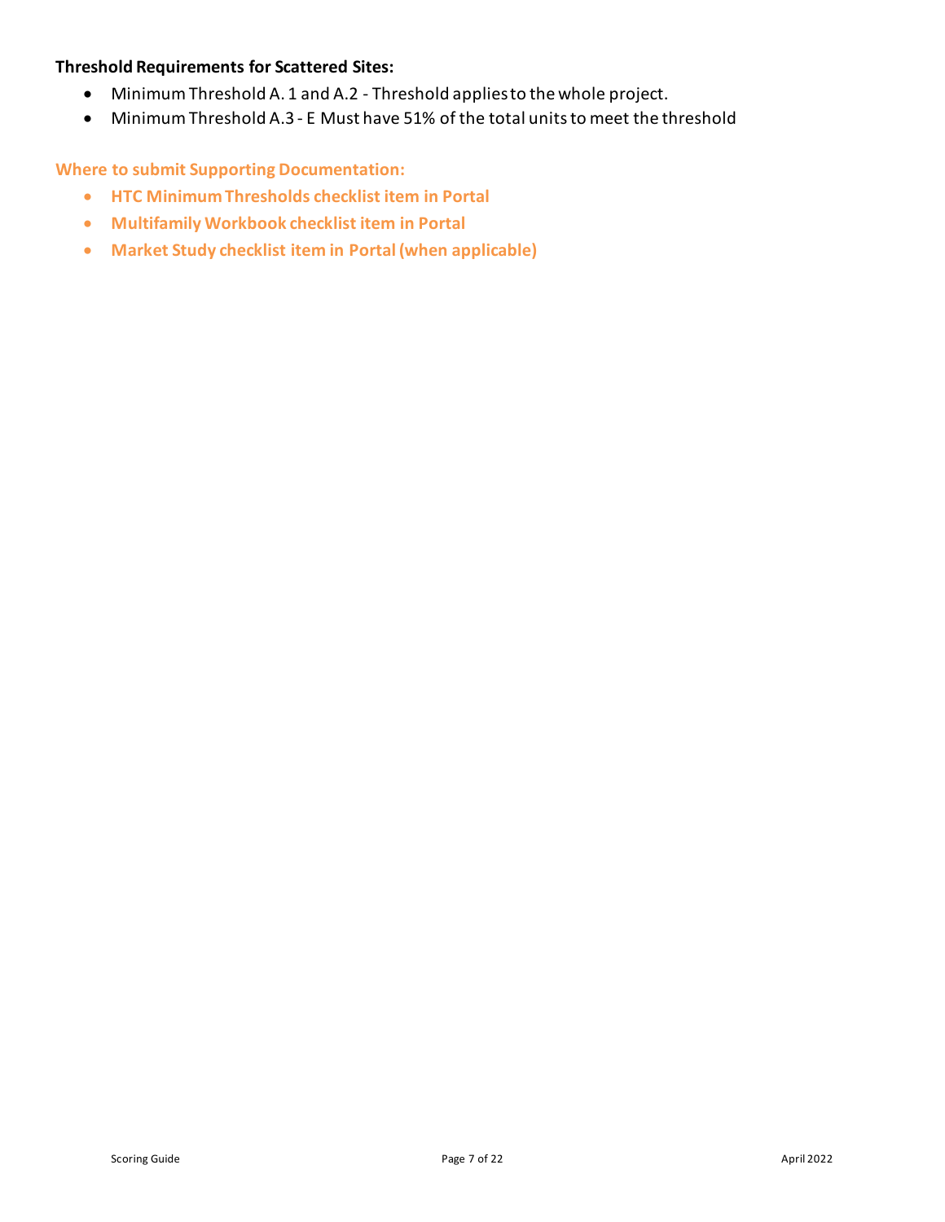**Threshold Requirements for Scattered Sites:**

- Minimum Threshold A. 1 and A.2 - Threshold applies to the whole project.
- Minimum Threshold A.3 - E Must have 51% of the total units to meet the threshold

**Where to submit Supporting Documentation:**

- **HTC Minimum Thresholds checklist item in Portal**
- **Multifamily Workbook checklist item in Portal**
- **Market Study checklist item in Portal (when applicable)**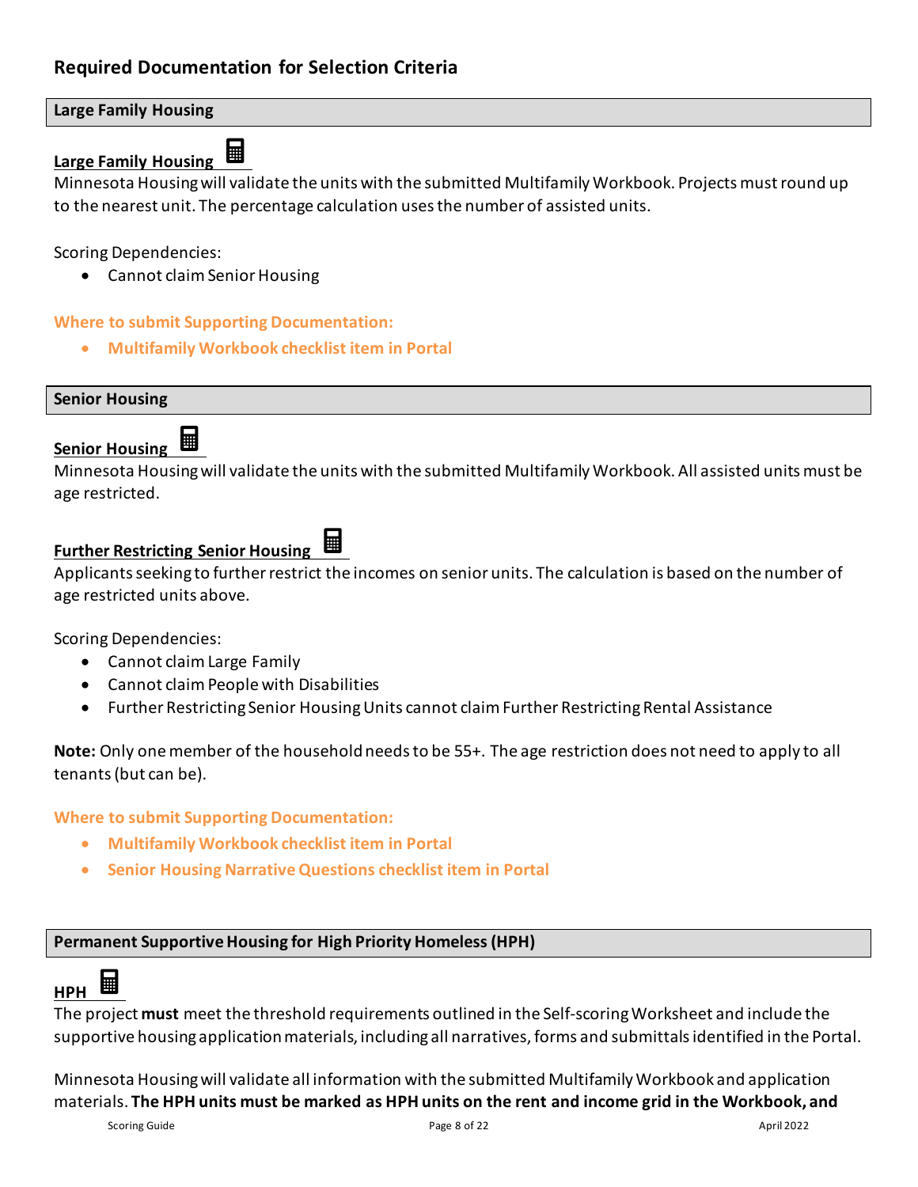## Required Documentation for Selection Criteria

### Large Family Housing

**Large Family Housing**

Minnesota Housing will validate the units with the submitted Multifamily Workbook. Projects must round up to the nearest unit. The percentage calculation uses the number of assisted units.

Scoring Dependencies:

- Cannot claim Senior Housing

**Where to submit Supporting Documentation:**

- **Multifamily Workbook checklist item in Portal**

### Senior Housing

**Senior Housing**

Minnesota Housing will validate the units with the submitted Multifamily Workbook. All assisted units must be age restricted.

**Further Restricting Senior Housing**

Applicants seeking to further restrict the incomes on senior units. The calculation is based on the number of age restricted units above.

Scoring Dependencies:

- Cannot claim Large Family
- Cannot claim People with Disabilities
- Further Restricting Senior Housing Units cannot claim Further Restricting Rental Assistance

**Note:** Only one member of the household needs to be 55+. The age restriction does not need to apply to all tenants (but can be).

**Where to submit Supporting Documentation:**

- **Multifamily Workbook checklist item in Portal**
- **Senior Housing Narrative Questions checklist item in Portal**

### Permanent Supportive Housing for High Priority Homeless (HPH)

**HPH**

The project **must** meet the threshold requirements outlined in the Self-scoring Worksheet and include the supportive housing application materials, including all narratives, forms and submittals identified in the Portal.

Minnesota Housing will validate all information with the submitted Multifamily Workbook and application materials. **The HPH units must be marked as HPH units on the rent and income grid in the Workbook, and**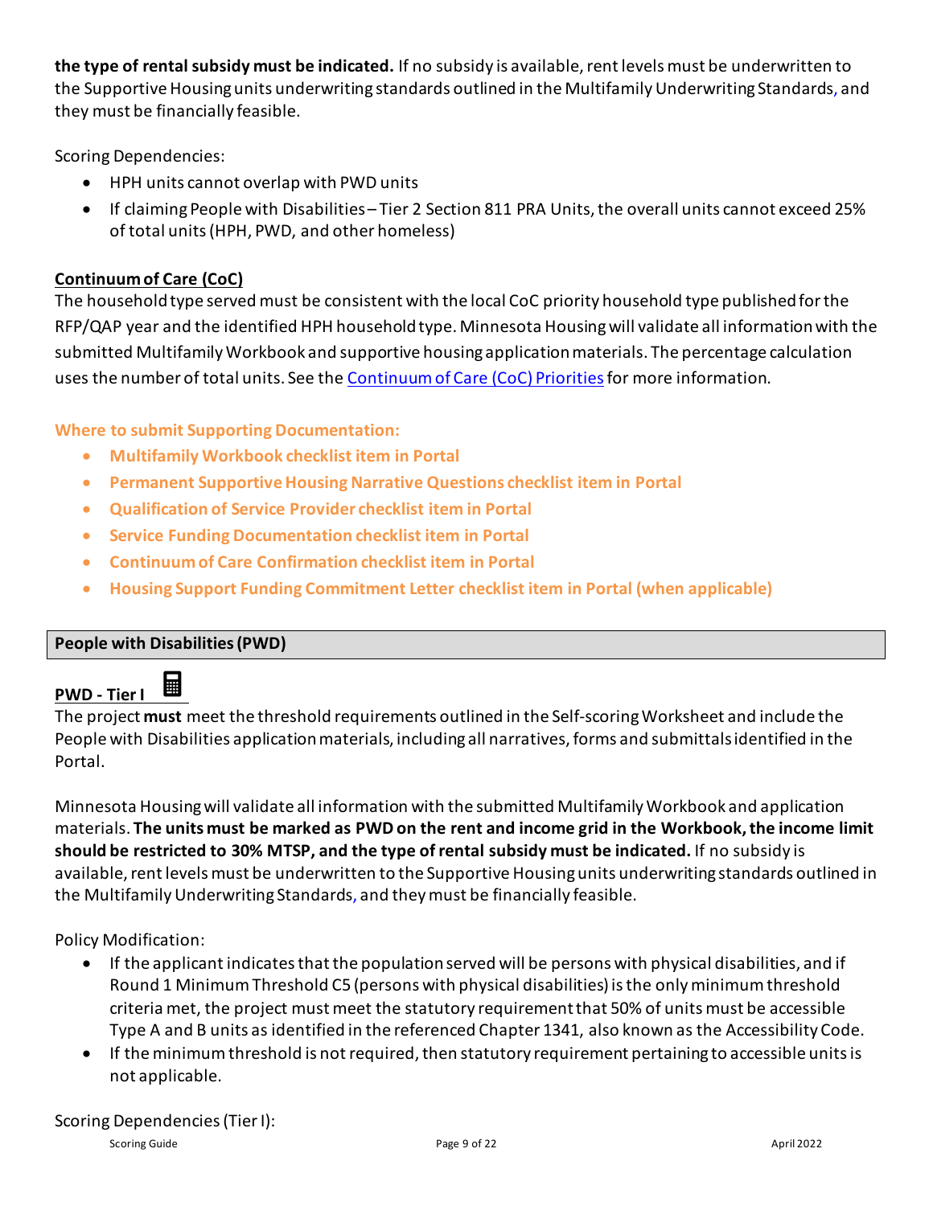**the type of rental subsidy must be indicated.** If no subsidy is available, rent levels must be underwritten to the Supportive Housing units underwriting standards outlined in the Multifamily Underwriting Standards, and they must be financially feasible.

Scoring Dependencies:

- HPH units cannot overlap with PWD units
- If claiming People with Disabilities – Tier 2 Section 811 PRA Units, the overall units cannot exceed 25% of total units (HPH, PWD, and other homeless)

**Continuum of Care (CoC)**

The household type served must be consistent with the local CoC priority household type published for the RFP/QAP year and the identified HPH household type. Minnesota Housing will validate all information with the submitted Multifamily Workbook and supportive housing application materials. The percentage calculation uses the number of total units. See the Continuum of Care (CoC) Priorities for more information.

**Where to submit Supporting Documentation:**

- **Multifamily Workbook checklist item in Portal**
- **Permanent Supportive Housing Narrative Questions checklist item in Portal**
- **Qualification of Service Provider checklist item in Portal**
- **Service Funding Documentation checklist item in Portal**
- **Continuum of Care Confirmation checklist item in Portal**
- **Housing Support Funding Commitment Letter checklist item in Portal (when applicable)**

## People with Disabilities (PWD)

**PWD - Tier I**

The project **must** meet the threshold requirements outlined in the Self-scoring Worksheet and include the People with Disabilities application materials, including all narratives, forms and submittals identified in the Portal.

Minnesota Housing will validate all information with the submitted Multifamily Workbook and application materials. **The units must be marked as PWD on the rent and income grid in the Workbook, the income limit should be restricted to 30% MTSP, and the type of rental subsidy must be indicated.** If no subsidy is available, rent levels must be underwritten to the Supportive Housing units underwriting standards outlined in the Multifamily Underwriting Standards, and they must be financially feasible.

Policy Modification:

- If the applicant indicates that the population served will be persons with physical disabilities, and if Round 1 Minimum Threshold C5 (persons with physical disabilities) is the only minimum threshold criteria met, the project must meet the statutory requirement that 50% of units must be accessible Type A and B units as identified in the referenced Chapter 1341, also known as the Accessibility Code.
- If the minimum threshold is not required, then statutory requirement pertaining to accessible units is not applicable.

Scoring Dependencies (Tier I):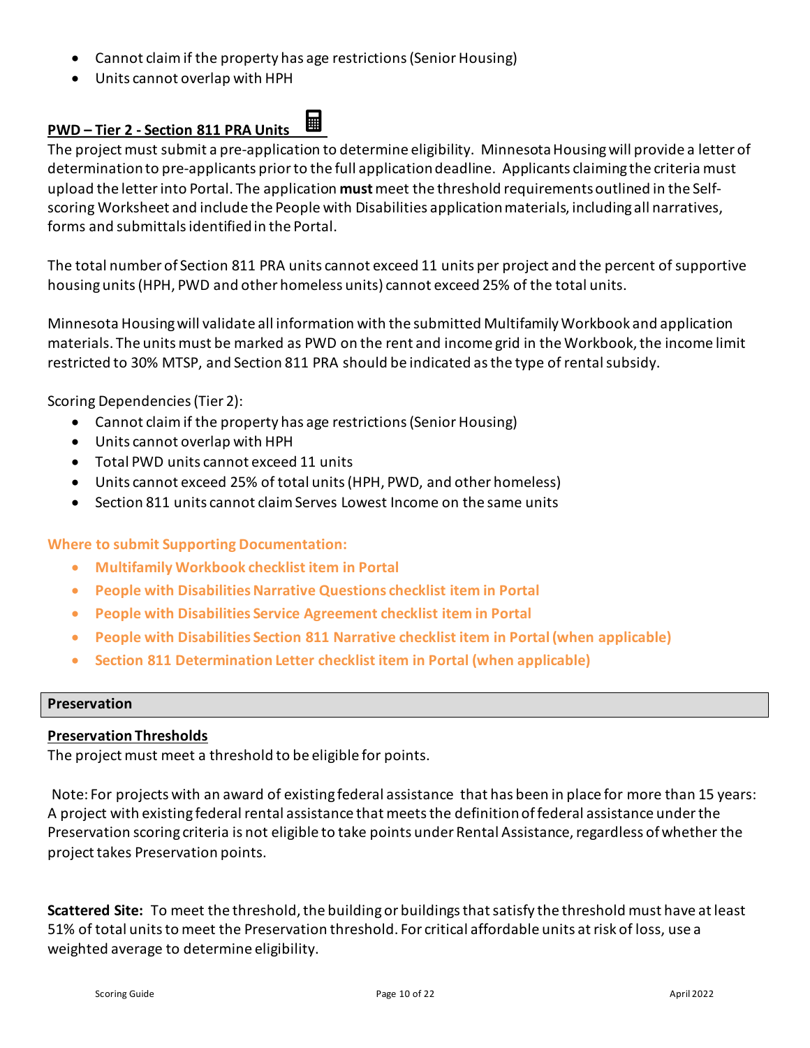- Cannot claim if the property has age restrictions (Senior Housing)
- Units cannot overlap with HPH

**PWD – Tier 2 - Section 811 PRA Units**

The project must submit a pre-application to determine eligibility. Minnesota Housing will provide a letter of determination to pre-applicants prior to the full application deadline. Applicants claiming the criteria must upload the letter into Portal. The application **must** meet the threshold requirements outlined in the Self-scoring Worksheet and include the People with Disabilities application materials, including all narratives, forms and submittals identified in the Portal.

The total number of Section 811 PRA units cannot exceed 11 units per project and the percent of supportive housing units (HPH, PWD and other homeless units) cannot exceed 25% of the total units.

Minnesota Housing will validate all information with the submitted Multifamily Workbook and application materials. The units must be marked as PWD on the rent and income grid in the Workbook, the income limit restricted to 30% MTSP, and Section 811 PRA should be indicated as the type of rental subsidy.

Scoring Dependencies (Tier 2):

- Cannot claim if the property has age restrictions (Senior Housing)
- Units cannot overlap with HPH
- Total PWD units cannot exceed 11 units
- Units cannot exceed 25% of total units (HPH, PWD, and other homeless)
- Section 811 units cannot claim Serves Lowest Income on the same units

**Where to submit Supporting Documentation:**

- **Multifamily Workbook checklist item in Portal**
- **People with Disabilities Narrative Questions checklist item in Portal**
- **People with Disabilities Service Agreement checklist item in Portal**
- **People with Disabilities Section 811 Narrative checklist item in Portal (when applicable)**
- **Section 811 Determination Letter checklist item in Portal (when applicable)**

## Preservation

**Preservation Thresholds**

The project must meet a threshold to be eligible for points.

Note: For projects with an award of existing federal assistance that has been in place for more than 15 years: A project with existing federal rental assistance that meets the definition of federal assistance under the Preservation scoring criteria is not eligible to take points under Rental Assistance, regardless of whether the project takes Preservation points.

**Scattered Site:** To meet the threshold, the building or buildings that satisfy the threshold must have at least 51% of total units to meet the Preservation threshold. For critical affordable units at risk of loss, use a weighted average to determine eligibility.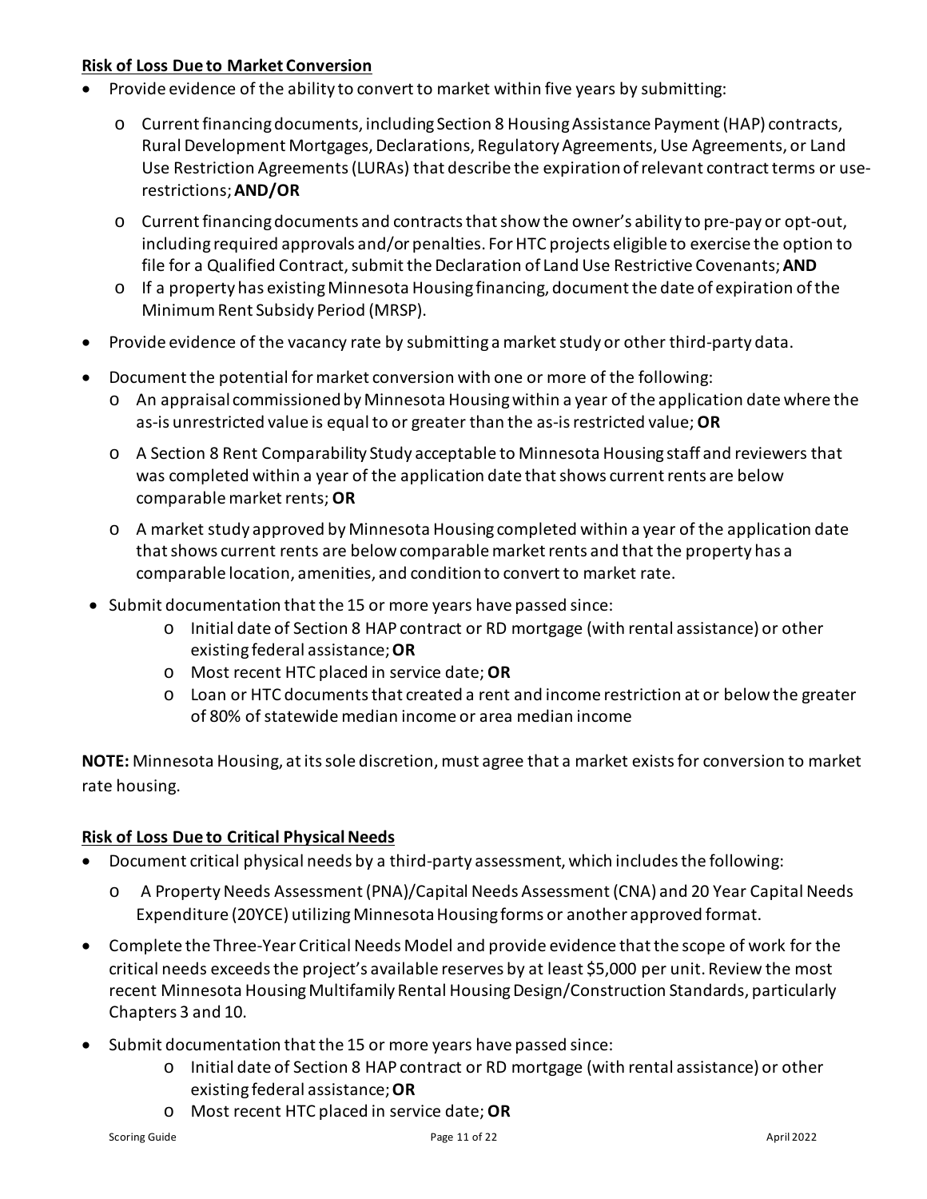**Risk of Loss Due to Market Conversion**

- Provide evidence of the ability to convert to market within five years by submitting:
  - Current financing documents, including Section 8 Housing Assistance Payment (HAP) contracts, Rural Development Mortgages, Declarations, Regulatory Agreements, Use Agreements, or Land Use Restriction Agreements (LURAs) that describe the expiration of relevant contract terms or use-restrictions; **AND/OR**
  - Current financing documents and contracts that show the owner's ability to pre-pay or opt-out, including required approvals and/or penalties. For HTC projects eligible to exercise the option to file for a Qualified Contract, submit the Declaration of Land Use Restrictive Covenants; **AND**
  - If a property has existing Minnesota Housing financing, document the date of expiration of the Minimum Rent Subsidy Period (MRSP).
- Provide evidence of the vacancy rate by submitting a market study or other third-party data.
- Document the potential for market conversion with one or more of the following:
  - An appraisal commissioned by Minnesota Housing within a year of the application date where the as-is unrestricted value is equal to or greater than the as-is restricted value; **OR**
  - A Section 8 Rent Comparability Study acceptable to Minnesota Housing staff and reviewers that was completed within a year of the application date that shows current rents are below comparable market rents; **OR**
  - A market study approved by Minnesota Housing completed within a year of the application date that shows current rents are below comparable market rents and that the property has a comparable location, amenities, and condition to convert to market rate.
- Submit documentation that the 15 or more years have passed since:
  - Initial date of Section 8 HAP contract or RD mortgage (with rental assistance) or other existing federal assistance; **OR**
  - Most recent HTC placed in service date; **OR**
  - Loan or HTC documents that created a rent and income restriction at or below the greater of 80% of statewide median income or area median income

**NOTE:** Minnesota Housing, at its sole discretion, must agree that a market exists for conversion to market rate housing.

**Risk of Loss Due to Critical Physical Needs**

- Document critical physical needs by a third-party assessment, which includes the following:
  - A Property Needs Assessment (PNA)/Capital Needs Assessment (CNA) and 20 Year Capital Needs Expenditure (20YCE) utilizing Minnesota Housing forms or another approved format.
- Complete the Three-Year Critical Needs Model and provide evidence that the scope of work for the critical needs exceeds the project's available reserves by at least $5,000 per unit. Review the most recent Minnesota Housing Multifamily Rental Housing Design/Construction Standards, particularly Chapters 3 and 10.
- Submit documentation that the 15 or more years have passed since:
  - Initial date of Section 8 HAP contract or RD mortgage (with rental assistance) or other existing federal assistance; **OR**
  - Most recent HTC placed in service date; **OR**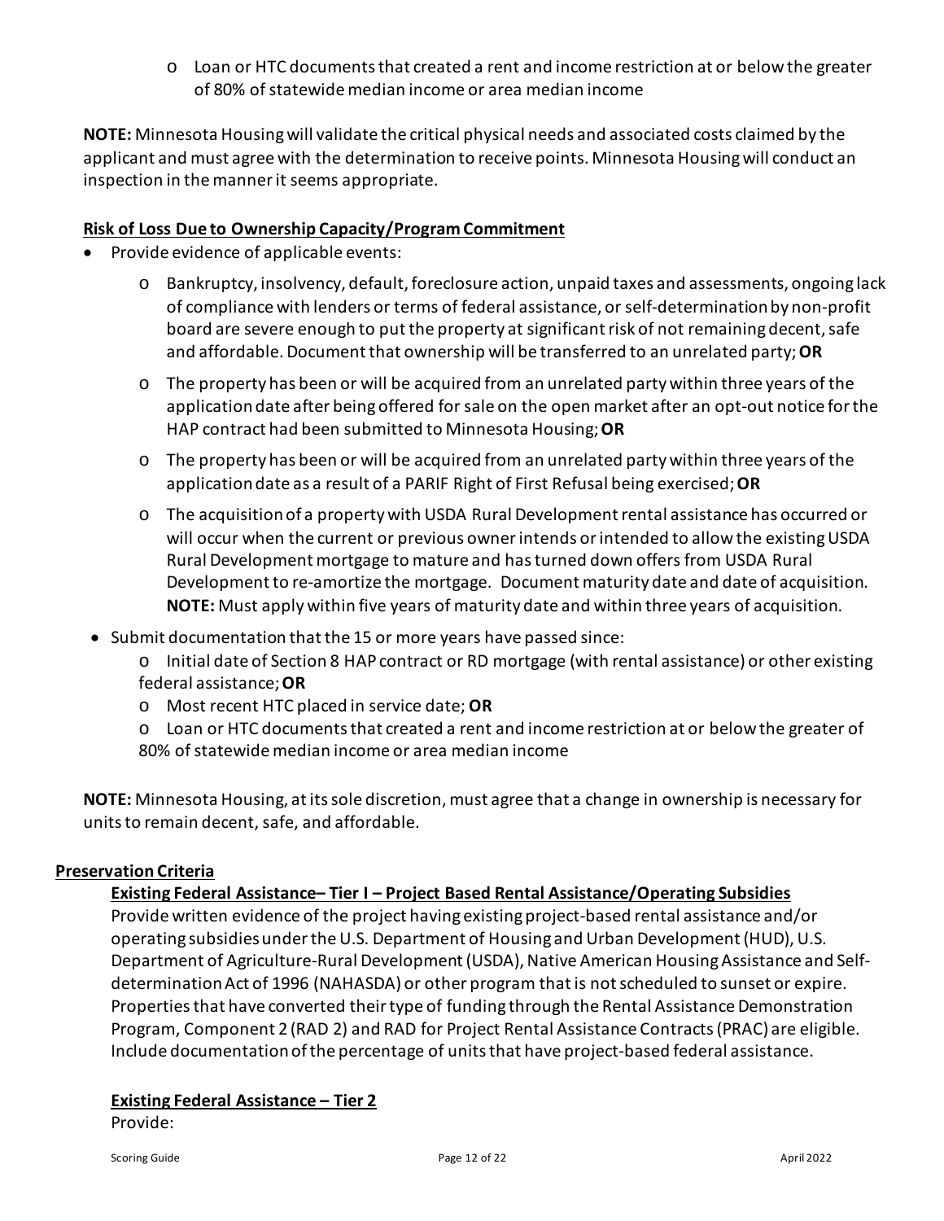- Loan or HTC documents that created a rent and income restriction at or below the greater of 80% of statewide median income or area median income

**NOTE:** Minnesota Housing will validate the critical physical needs and associated costs claimed by the applicant and must agree with the determination to receive points. Minnesota Housing will conduct an inspection in the manner it seems appropriate.

**Risk of Loss Due to Ownership Capacity/Program Commitment**

- Provide evidence of applicable events:
    - Bankruptcy, insolvency, default, foreclosure action, unpaid taxes and assessments, ongoing lack of compliance with lenders or terms of federal assistance, or self-determination by non-profit board are severe enough to put the property at significant risk of not remaining decent, safe and affordable. Document that ownership will be transferred to an unrelated party; **OR**
    - The property has been or will be acquired from an unrelated party within three years of the application date after being offered for sale on the open market after an opt-out notice for the HAP contract had been submitted to Minnesota Housing; **OR**
    - The property has been or will be acquired from an unrelated party within three years of the application date as a result of a PARIF Right of First Refusal being exercised; **OR**
    - The acquisition of a property with USDA Rural Development rental assistance has occurred or will occur when the current or previous owner intends or intended to allow the existing USDA Rural Development mortgage to mature and has turned down offers from USDA Rural Development to re-amortize the mortgage. Document maturity date and date of acquisition. **NOTE:** Must apply within five years of maturity date and within three years of acquisition.
- Submit documentation that the 15 or more years have passed since:
    - Initial date of Section 8 HAP contract or RD mortgage (with rental assistance) or other existing federal assistance; **OR**
    - Most recent HTC placed in service date; **OR**
    - Loan or HTC documents that created a rent and income restriction at or below the greater of 80% of statewide median income or area median income

**NOTE:** Minnesota Housing, at its sole discretion, must agree that a change in ownership is necessary for units to remain decent, safe, and affordable.

**Preservation Criteria**

**Existing Federal Assistance– Tier I – Project Based Rental Assistance/Operating Subsidies**

Provide written evidence of the project having existing project-based rental assistance and/or operating subsidies under the U.S. Department of Housing and Urban Development (HUD), U.S. Department of Agriculture-Rural Development (USDA), Native American Housing Assistance and Self-determination Act of 1996 (NAHASDA) or other program that is not scheduled to sunset or expire. Properties that have converted their type of funding through the Rental Assistance Demonstration Program, Component 2 (RAD 2) and RAD for Project Rental Assistance Contracts (PRAC) are eligible. Include documentation of the percentage of units that have project-based federal assistance.

**Existing Federal Assistance – Tier 2**

Provide: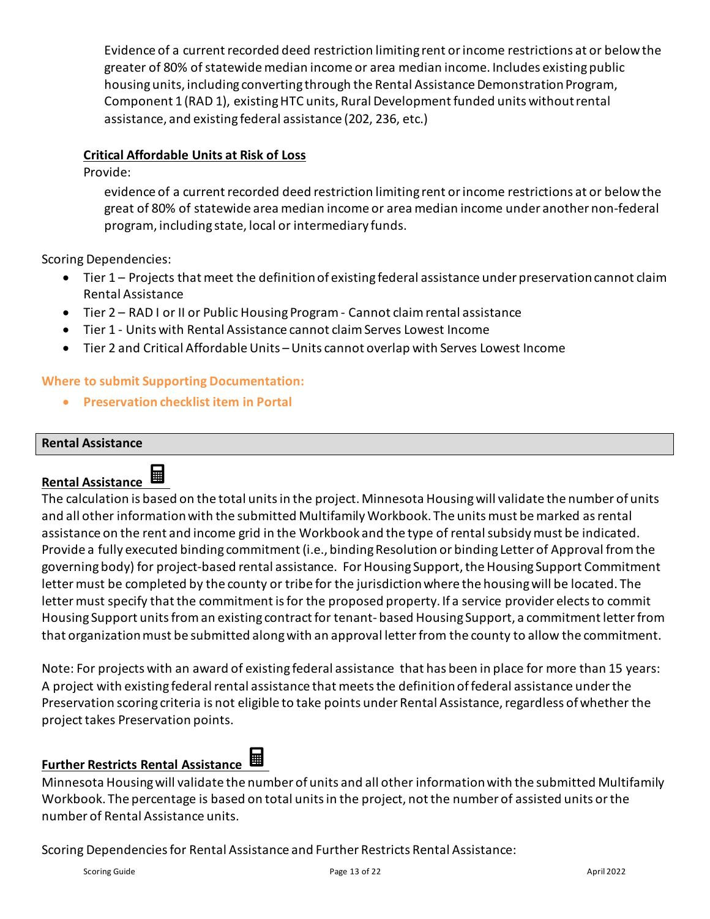Evidence of a current recorded deed restriction limiting rent or income restrictions at or below the greater of 80% of statewide median income or area median income. Includes existing public housing units, including converting through the Rental Assistance Demonstration Program, Component 1 (RAD 1), existing HTC units, Rural Development funded units without rental assistance, and existing federal assistance (202, 236, etc.)

**Critical Affordable Units at Risk of Loss**

Provide:

evidence of a current recorded deed restriction limiting rent or income restrictions at or below the great of 80% of statewide area median income or area median income under another non-federal program, including state, local or intermediary funds.

Scoring Dependencies:

- Tier 1 – Projects that meet the definition of existing federal assistance under preservation cannot claim Rental Assistance
- Tier 2 – RAD I or II or Public Housing Program - Cannot claim rental assistance
- Tier 1 - Units with Rental Assistance cannot claim Serves Lowest Income
- Tier 2 and Critical Affordable Units – Units cannot overlap with Serves Lowest Income

**Where to submit Supporting Documentation:**

- **Preservation checklist item in Portal**

## Rental Assistance

**Rental Assistance**

The calculation is based on the total units in the project. Minnesota Housing will validate the number of units and all other information with the submitted Multifamily Workbook. The units must be marked as rental assistance on the rent and income grid in the Workbook and the type of rental subsidy must be indicated. Provide a fully executed binding commitment (i.e., binding Resolution or binding Letter of Approval from the governing body) for project-based rental assistance. For Housing Support, the Housing Support Commitment letter must be completed by the county or tribe for the jurisdiction where the housing will be located. The letter must specify that the commitment is for the proposed property. If a service provider elects to commit Housing Support units from an existing contract for tenant- based Housing Support, a commitment letter from that organization must be submitted along with an approval letter from the county to allow the commitment.

Note: For projects with an award of existing federal assistance that has been in place for more than 15 years: A project with existing federal rental assistance that meets the definition of federal assistance under the Preservation scoring criteria is not eligible to take points under Rental Assistance, regardless of whether the project takes Preservation points.

**Further Restricts Rental Assistance**

Minnesota Housing will validate the number of units and all other information with the submitted Multifamily Workbook. The percentage is based on total units in the project, not the number of assisted units or the number of Rental Assistance units.

Scoring Dependencies for Rental Assistance and Further Restricts Rental Assistance: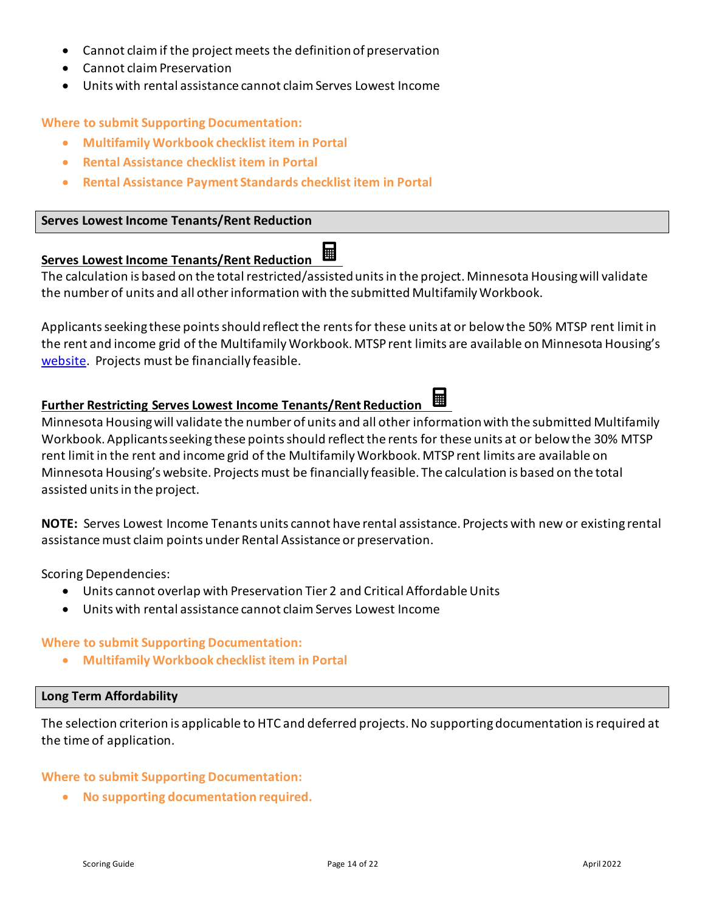- Cannot claim if the project meets the definition of preservation
- Cannot claim Preservation
- Units with rental assistance cannot claim Serves Lowest Income

**Where to submit Supporting Documentation:**

- **Multifamily Workbook checklist item in Portal**
- **Rental Assistance checklist item in Portal**
- **Rental Assistance Payment Standards checklist item in Portal**

## Serves Lowest Income Tenants/Rent Reduction

### Serves Lowest Income Tenants/Rent Reduction

The calculation is based on the total restricted/assisted units in the project. Minnesota Housing will validate the number of units and all other information with the submitted Multifamily Workbook.

Applicants seeking these points should reflect the rents for these units at or below the 50% MTSP rent limit in the rent and income grid of the Multifamily Workbook. MTSP rent limits are available on Minnesota Housing's website. Projects must be financially feasible.

### Further Restricting Serves Lowest Income Tenants/Rent Reduction

Minnesota Housing will validate the number of units and all other information with the submitted Multifamily Workbook. Applicants seeking these points should reflect the rents for these units at or below the 30% MTSP rent limit in the rent and income grid of the Multifamily Workbook. MTSP rent limits are available on Minnesota Housing's website. Projects must be financially feasible. The calculation is based on the total assisted units in the project.

**NOTE:** Serves Lowest Income Tenants units cannot have rental assistance. Projects with new or existing rental assistance must claim points under Rental Assistance or preservation.

Scoring Dependencies:

- Units cannot overlap with Preservation Tier 2 and Critical Affordable Units
- Units with rental assistance cannot claim Serves Lowest Income

**Where to submit Supporting Documentation:**

- **Multifamily Workbook checklist item in Portal**

## Long Term Affordability

The selection criterion is applicable to HTC and deferred projects. No supporting documentation is required at the time of application.

**Where to submit Supporting Documentation:**

- **No supporting documentation required.**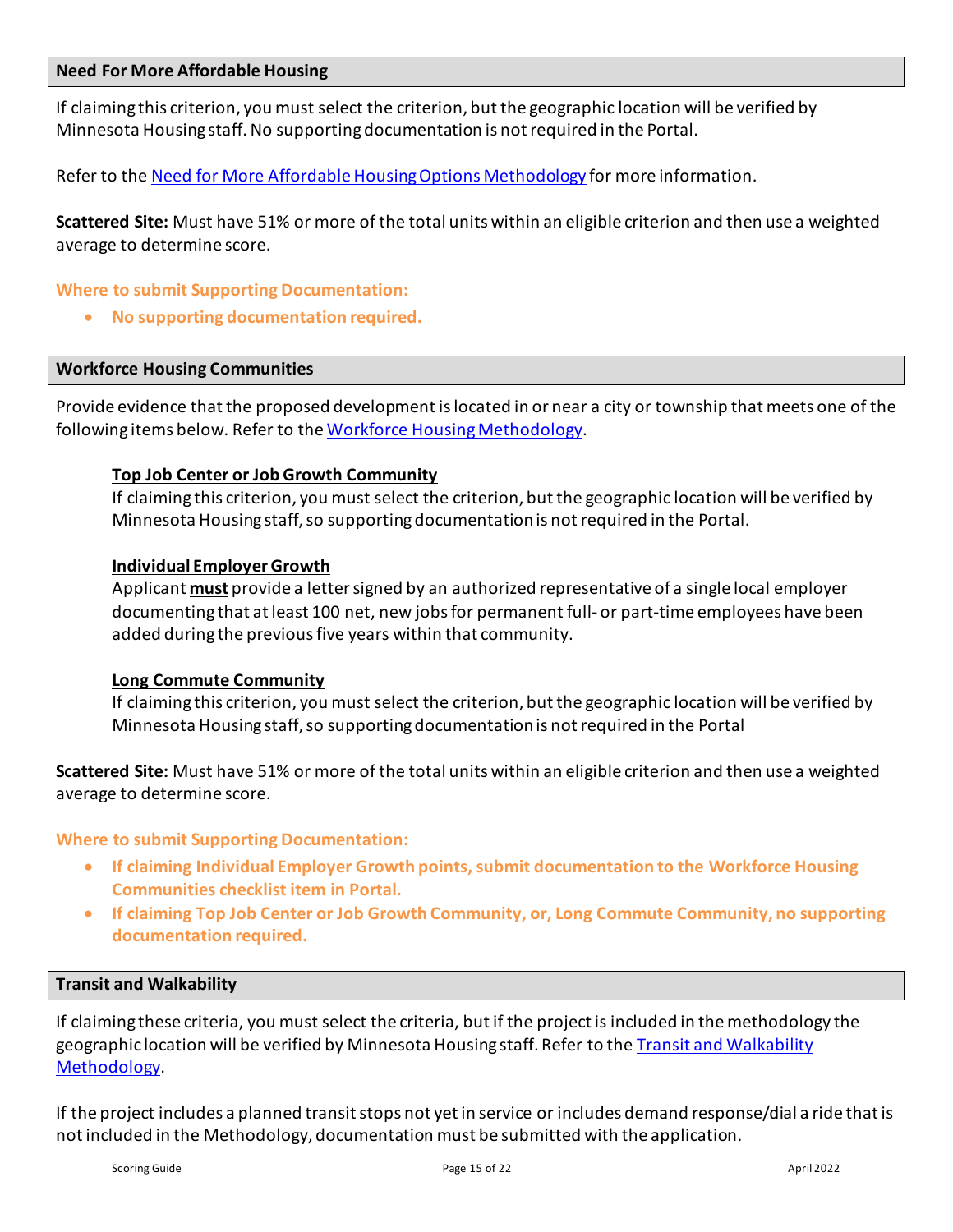## Need For More Affordable Housing

If claiming this criterion, you must select the criterion, but the geographic location will be verified by Minnesota Housing staff. No supporting documentation is not required in the Portal.

Refer to the [Need for More Affordable Housing Options Methodology]() for more information.

**Scattered Site:** Must have 51% or more of the total units within an eligible criterion and then use a weighted average to determine score.

**Where to submit Supporting Documentation:**

- **No supporting documentation required.**

## Workforce Housing Communities

Provide evidence that the proposed development is located in or near a city or township that meets one of the following items below. Refer to the [Workforce Housing Methodology]().

**Top Job Center or Job Growth Community**
If claiming this criterion, you must select the criterion, but the geographic location will be verified by Minnesota Housing staff, so supporting documentation is not required in the Portal.

**Individual Employer Growth**
Applicant **must** provide a letter signed by an authorized representative of a single local employer documenting that at least 100 net, new jobs for permanent full- or part-time employees have been added during the previous five years within that community.

**Long Commute Community**
If claiming this criterion, you must select the criterion, but the geographic location will be verified by Minnesota Housing staff, so supporting documentation is not required in the Portal

**Scattered Site:** Must have 51% or more of the total units within an eligible criterion and then use a weighted average to determine score.

**Where to submit Supporting Documentation:**

- **If claiming Individual Employer Growth points, submit documentation to the Workforce Housing Communities checklist item in Portal.**
- **If claiming Top Job Center or Job Growth Community, or, Long Commute Community, no supporting documentation required.**

## Transit and Walkability

If claiming these criteria, you must select the criteria, but if the project is included in the methodology the geographic location will be verified by Minnesota Housing staff. Refer to the [Transit and Walkability Methodology]().

If the project includes a planned transit stops not yet in service or includes demand response/dial a ride that is not included in the Methodology, documentation must be submitted with the application.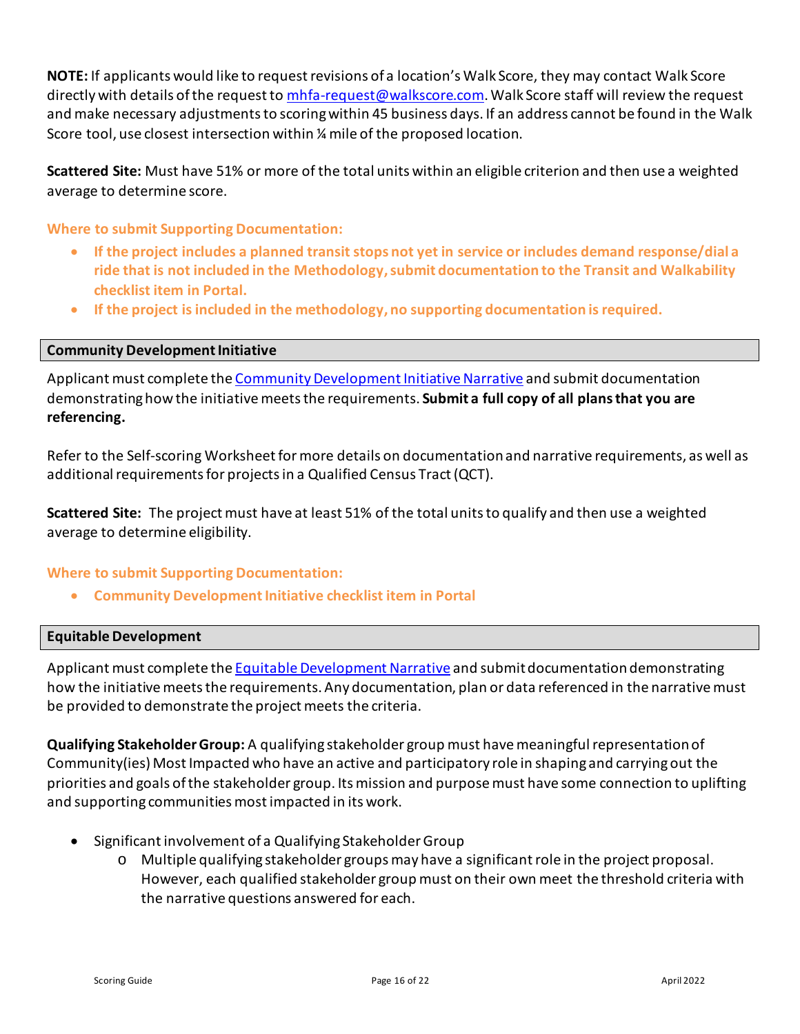**NOTE:** If applicants would like to request revisions of a location's Walk Score, they may contact Walk Score directly with details of the request to [mhfa-request@walkscore.com](mailto:mhfa-request@walkscore.com). Walk Score staff will review the request and make necessary adjustments to scoring within 45 business days. If an address cannot be found in the Walk Score tool, use closest intersection within ¼ mile of the proposed location.

**Scattered Site:** Must have 51% or more of the total units within an eligible criterion and then use a weighted average to determine score.

**Where to submit Supporting Documentation:**

- **If the project includes a planned transit stops not yet in service or includes demand response/dial a ride that is not included in the Methodology, submit documentation to the Transit and Walkability checklist item in Portal.**
- **If the project is included in the methodology, no supporting documentation is required.**

## Community Development Initiative

Applicant must complete the Community Development Initiative Narrative and submit documentation demonstrating how the initiative meets the requirements. **Submit a full copy of all plans that you are referencing.**

Refer to the Self-scoring Worksheet for more details on documentation and narrative requirements, as well as additional requirements for projects in a Qualified Census Tract (QCT).

**Scattered Site:** The project must have at least 51% of the total units to qualify and then use a weighted average to determine eligibility.

**Where to submit Supporting Documentation:**

- **Community Development Initiative checklist item in Portal**

## Equitable Development

Applicant must complete the Equitable Development Narrative and submit documentation demonstrating how the initiative meets the requirements. Any documentation, plan or data referenced in the narrative must be provided to demonstrate the project meets the criteria.

**Qualifying Stakeholder Group:** A qualifying stakeholder group must have meaningful representation of Community(ies) Most Impacted who have an active and participatory role in shaping and carrying out the priorities and goals of the stakeholder group. Its mission and purpose must have some connection to uplifting and supporting communities most impacted in its work.

- Significant involvement of a Qualifying Stakeholder Group
  - Multiple qualifying stakeholder groups may have a significant role in the project proposal. However, each qualified stakeholder group must on their own meet the threshold criteria with the narrative questions answered for each.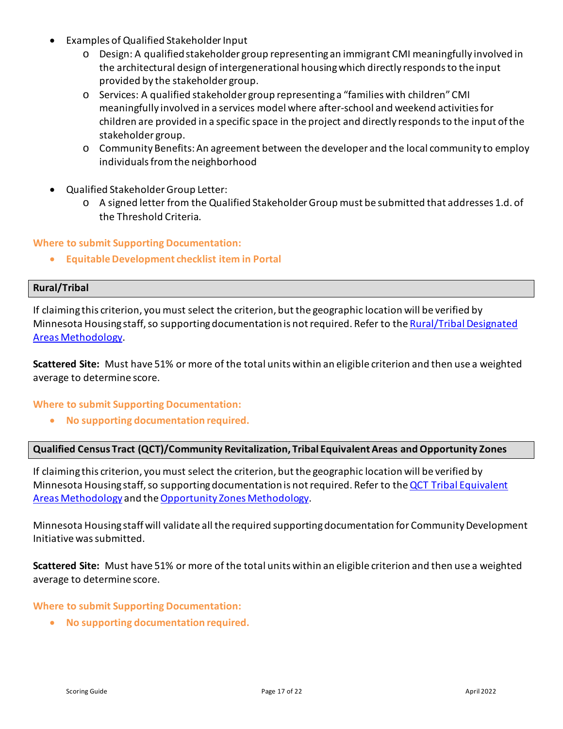- Examples of Qualified Stakeholder Input
  - Design: A qualified stakeholder group representing an immigrant CMI meaningfully involved in the architectural design of intergenerational housing which directly responds to the input provided by the stakeholder group.
  - Services: A qualified stakeholder group representing a "families with children" CMI meaningfully involved in a services model where after-school and weekend activities for children are provided in a specific space in the project and directly responds to the input of the stakeholder group.
  - Community Benefits: An agreement between the developer and the local community to employ individuals from the neighborhood

- Qualified Stakeholder Group Letter:
  - A signed letter from the Qualified Stakeholder Group must be submitted that addresses 1.d. of the Threshold Criteria.

**Where to submit Supporting Documentation:**

- **Equitable Development checklist item in Portal**

### Rural/Tribal

If claiming this criterion, you must select the criterion, but the geographic location will be verified by Minnesota Housing staff, so supporting documentation is not required. Refer to the Rural/Tribal Designated Areas Methodology.

**Scattered Site:** Must have 51% or more of the total units within an eligible criterion and then use a weighted average to determine score.

**Where to submit Supporting Documentation:**

- **No supporting documentation required.**

### Qualified Census Tract (QCT)/Community Revitalization, Tribal Equivalent Areas and Opportunity Zones

If claiming this criterion, you must select the criterion, but the geographic location will be verified by Minnesota Housing staff, so supporting documentation is not required. Refer to the QCT Tribal Equivalent Areas Methodology and the Opportunity Zones Methodology.

Minnesota Housing staff will validate all the required supporting documentation for Community Development Initiative was submitted.

**Scattered Site:** Must have 51% or more of the total units within an eligible criterion and then use a weighted average to determine score.

**Where to submit Supporting Documentation:**

- **No supporting documentation required.**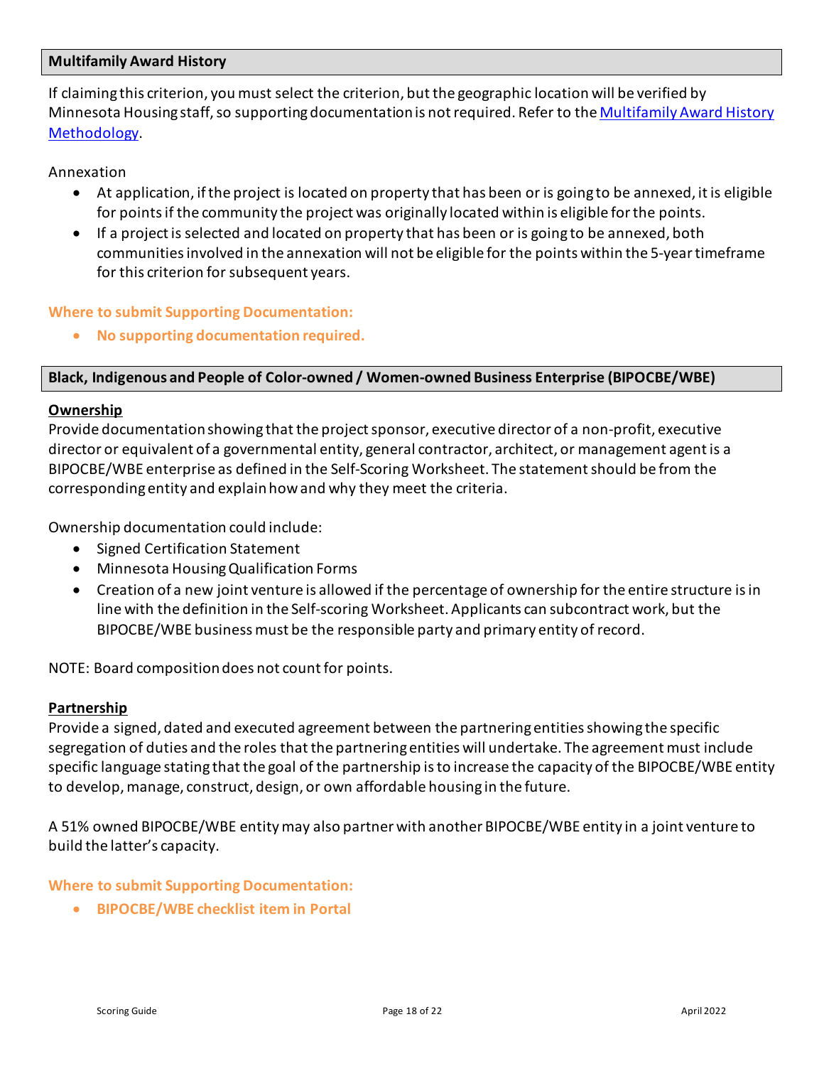## Multifamily Award History

If claiming this criterion, you must select the criterion, but the geographic location will be verified by Minnesota Housing staff, so supporting documentation is not required. Refer to the [Multifamily Award History Methodology](#).

Annexation

- At application, if the project is located on property that has been or is going to be annexed, it is eligible for points if the community the project was originally located within is eligible for the points.
- If a project is selected and located on property that has been or is going to be annexed, both communities involved in the annexation will not be eligible for the points within the 5-year timeframe for this criterion for subsequent years.

**Where to submit Supporting Documentation:**

- **No supporting documentation required.**

## Black, Indigenous and People of Color-owned / Women-owned Business Enterprise (BIPOCBE/WBE)

**Ownership**

Provide documentation showing that the project sponsor, executive director of a non-profit, executive director or equivalent of a governmental entity, general contractor, architect, or management agent is a BIPOCBE/WBE enterprise as defined in the Self-Scoring Worksheet. The statement should be from the corresponding entity and explain how and why they meet the criteria.

Ownership documentation could include:

- Signed Certification Statement
- Minnesota Housing Qualification Forms
- Creation of a new joint venture is allowed if the percentage of ownership for the entire structure is in line with the definition in the Self-scoring Worksheet. Applicants can subcontract work, but the BIPOCBE/WBE business must be the responsible party and primary entity of record.

NOTE: Board composition does not count for points.

**Partnership**

Provide a signed, dated and executed agreement between the partnering entities showing the specific segregation of duties and the roles that the partnering entities will undertake. The agreement must include specific language stating that the goal of the partnership is to increase the capacity of the BIPOCBE/WBE entity to develop, manage, construct, design, or own affordable housing in the future.

A 51% owned BIPOCBE/WBE entity may also partner with another BIPOCBE/WBE entity in a joint venture to build the latter's capacity.

**Where to submit Supporting Documentation:**

- **BIPOCBE/WBE checklist item in Portal**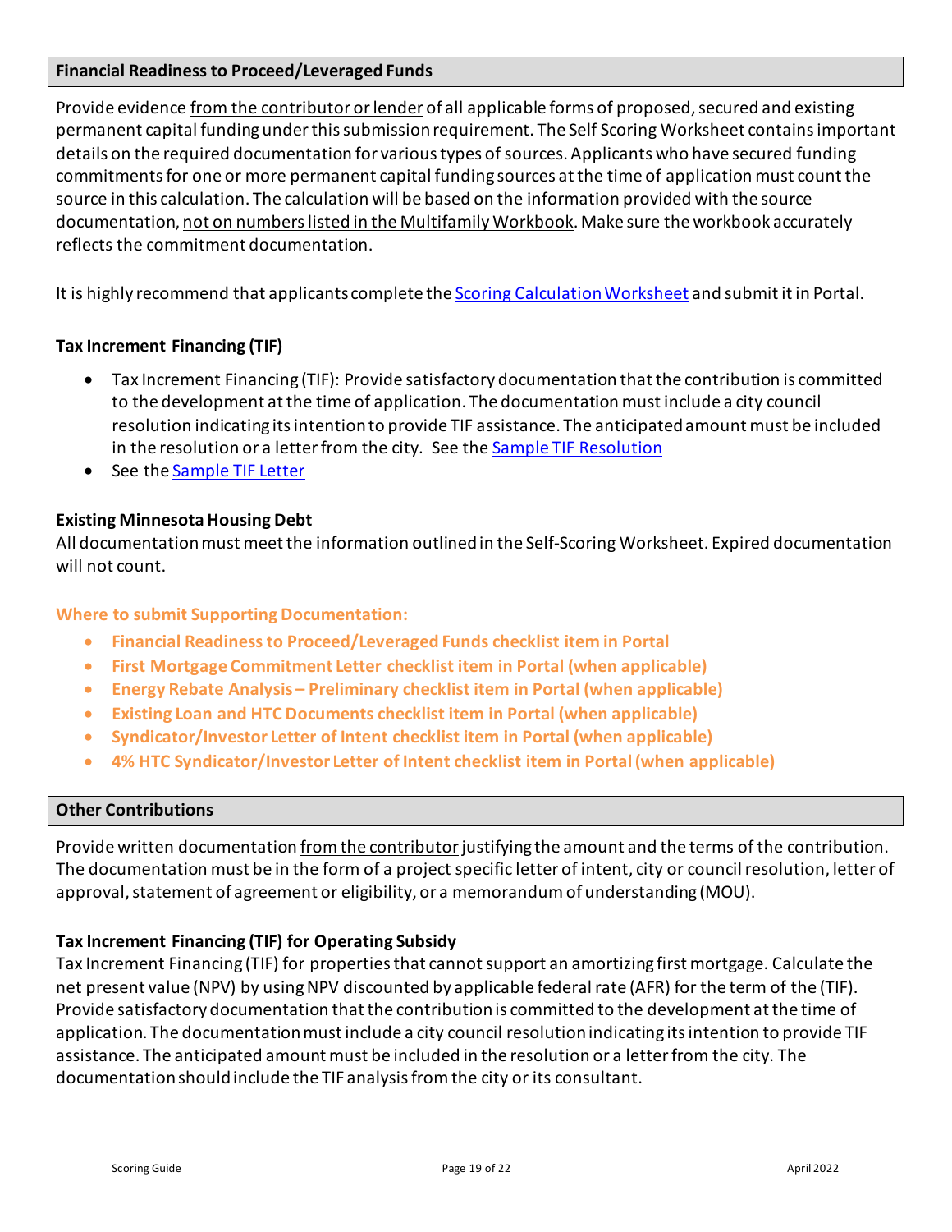## Financial Readiness to Proceed/Leveraged Funds

Provide evidence from the contributor or lender of all applicable forms of proposed, secured and existing permanent capital funding under this submission requirement. The Self Scoring Worksheet contains important details on the required documentation for various types of sources. Applicants who have secured funding commitments for one or more permanent capital funding sources at the time of application must count the source in this calculation. The calculation will be based on the information provided with the source documentation, not on numbers listed in the Multifamily Workbook. Make sure the workbook accurately reflects the commitment documentation.

It is highly recommend that applicants complete the Scoring Calculation Worksheet and submit it in Portal.

### Tax Increment Financing (TIF)

- Tax Increment Financing (TIF): Provide satisfactory documentation that the contribution is committed to the development at the time of application. The documentation must include a city council resolution indicating its intention to provide TIF assistance. The anticipated amount must be included in the resolution or a letter from the city. See the Sample TIF Resolution
- See the Sample TIF Letter

### Existing Minnesota Housing Debt

All documentation must meet the information outlined in the Self-Scoring Worksheet. Expired documentation will not count.

**Where to submit Supporting Documentation:**

- **Financial Readiness to Proceed/Leveraged Funds checklist item in Portal**
- **First Mortgage Commitment Letter checklist item in Portal (when applicable)**
- **Energy Rebate Analysis – Preliminary checklist item in Portal (when applicable)**
- **Existing Loan and HTC Documents checklist item in Portal (when applicable)**
- **Syndicator/Investor Letter of Intent checklist item in Portal (when applicable)**
- **4% HTC Syndicator/Investor Letter of Intent checklist item in Portal (when applicable)**

## Other Contributions

Provide written documentation from the contributor justifying the amount and the terms of the contribution. The documentation must be in the form of a project specific letter of intent, city or council resolution, letter of approval, statement of agreement or eligibility, or a memorandum of understanding (MOU).

### Tax Increment Financing (TIF) for Operating Subsidy

Tax Increment Financing (TIF) for properties that cannot support an amortizing first mortgage. Calculate the net present value (NPV) by using NPV discounted by applicable federal rate (AFR) for the term of the (TIF). Provide satisfactory documentation that the contribution is committed to the development at the time of application. The documentation must include a city council resolution indicating its intention to provide TIF assistance. The anticipated amount must be included in the resolution or a letter from the city. The documentation should include the TIF analysis from the city or its consultant.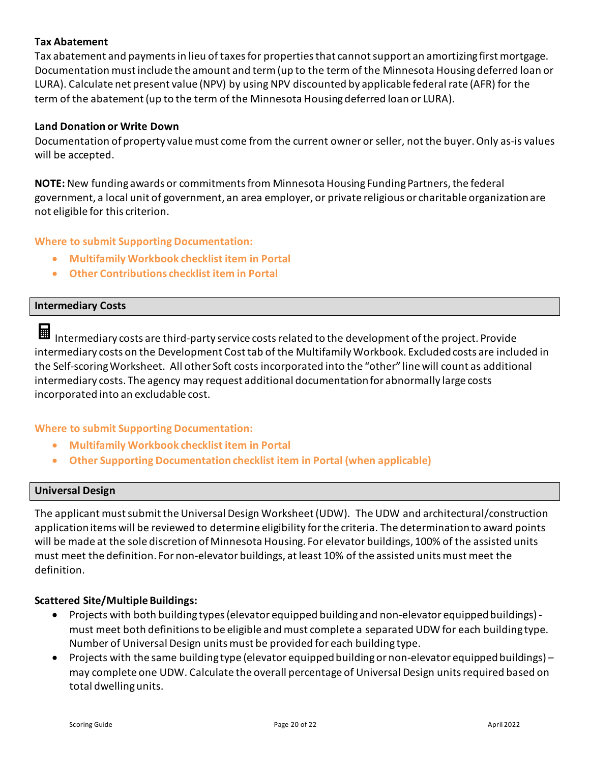**Tax Abatement**

Tax abatement and payments in lieu of taxes for properties that cannot support an amortizing first mortgage. Documentation must include the amount and term (up to the term of the Minnesota Housing deferred loan or LURA). Calculate net present value (NPV) by using NPV discounted by applicable federal rate (AFR) for the term of the abatement (up to the term of the Minnesota Housing deferred loan or LURA).

**Land Donation or Write Down**

Documentation of property value must come from the current owner or seller, not the buyer. Only as-is values will be accepted.

**NOTE:** New funding awards or commitments from Minnesota Housing Funding Partners, the federal government, a local unit of government, an area employer, or private religious or charitable organization are not eligible for this criterion.

**Where to submit Supporting Documentation:**

- **Multifamily Workbook checklist item in Portal**
- **Other Contributions checklist item in Portal**

## Intermediary Costs

Intermediary costs are third-party service costs related to the development of the project. Provide intermediary costs on the Development Cost tab of the Multifamily Workbook. Excluded costs are included in the Self-scoring Worksheet. All other Soft costs incorporated into the "other" line will count as additional intermediary costs. The agency may request additional documentation for abnormally large costs incorporated into an excludable cost.

**Where to submit Supporting Documentation:**

- **Multifamily Workbook checklist item in Portal**
- **Other Supporting Documentation checklist item in Portal (when applicable)**

## Universal Design

The applicant must submit the Universal Design Worksheet (UDW). The UDW and architectural/construction application items will be reviewed to determine eligibility for the criteria. The determination to award points will be made at the sole discretion of Minnesota Housing. For elevator buildings, 100% of the assisted units must meet the definition. For non-elevator buildings, at least 10% of the assisted units must meet the definition.

**Scattered Site/Multiple Buildings:**

- Projects with both building types (elevator equipped building and non-elevator equipped buildings) - must meet both definitions to be eligible and must complete a separated UDW for each building type. Number of Universal Design units must be provided for each building type.
- Projects with the same building type (elevator equipped building or non-elevator equipped buildings) – may complete one UDW. Calculate the overall percentage of Universal Design units required based on total dwelling units.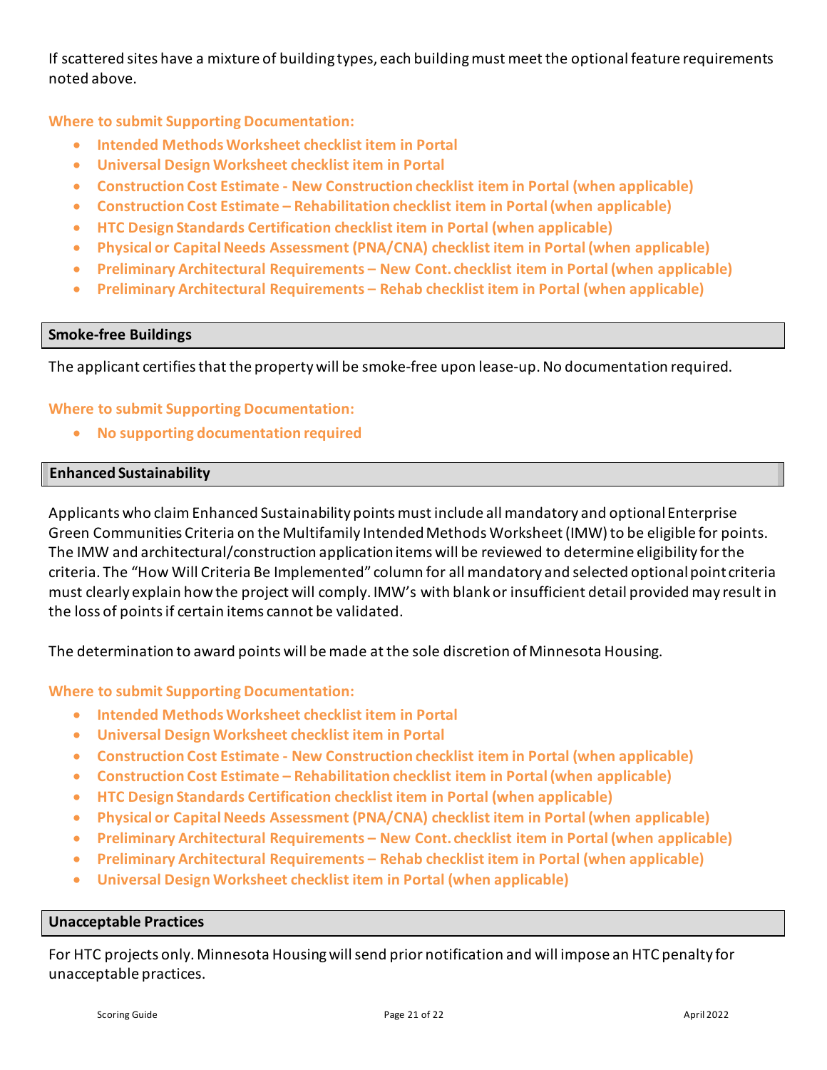If scattered sites have a mixture of building types, each building must meet the optional feature requirements noted above.

**Where to submit Supporting Documentation:**

- **Intended Methods Worksheet checklist item in Portal**
- **Universal Design Worksheet checklist item in Portal**
- **Construction Cost Estimate - New Construction checklist item in Portal (when applicable)**
- **Construction Cost Estimate – Rehabilitation checklist item in Portal (when applicable)**
- **HTC Design Standards Certification checklist item in Portal (when applicable)**
- **Physical or Capital Needs Assessment (PNA/CNA) checklist item in Portal (when applicable)**
- **Preliminary Architectural Requirements – New Cont. checklist item in Portal (when applicable)**
- **Preliminary Architectural Requirements – Rehab checklist item in Portal (when applicable)**

## Smoke-free Buildings

The applicant certifies that the property will be smoke-free upon lease-up. No documentation required.

**Where to submit Supporting Documentation:**

- **No supporting documentation required**

## Enhanced Sustainability

Applicants who claim Enhanced Sustainability points must include all mandatory and optional Enterprise Green Communities Criteria on the Multifamily Intended Methods Worksheet (IMW) to be eligible for points. The IMW and architectural/construction application items will be reviewed to determine eligibility for the criteria. The "How Will Criteria Be Implemented" column for all mandatory and selected optional point criteria must clearly explain how the project will comply. IMW's with blank or insufficient detail provided may result in the loss of points if certain items cannot be validated.

The determination to award points will be made at the sole discretion of Minnesota Housing.

**Where to submit Supporting Documentation:**

- **Intended Methods Worksheet checklist item in Portal**
- **Universal Design Worksheet checklist item in Portal**
- **Construction Cost Estimate - New Construction checklist item in Portal (when applicable)**
- **Construction Cost Estimate – Rehabilitation checklist item in Portal (when applicable)**
- **HTC Design Standards Certification checklist item in Portal (when applicable)**
- **Physical or Capital Needs Assessment (PNA/CNA) checklist item in Portal (when applicable)**
- **Preliminary Architectural Requirements – New Cont. checklist item in Portal (when applicable)**
- **Preliminary Architectural Requirements – Rehab checklist item in Portal (when applicable)**
- **Universal Design Worksheet checklist item in Portal (when applicable)**

## Unacceptable Practices

For HTC projects only. Minnesota Housing will send prior notification and will impose an HTC penalty for unacceptable practices.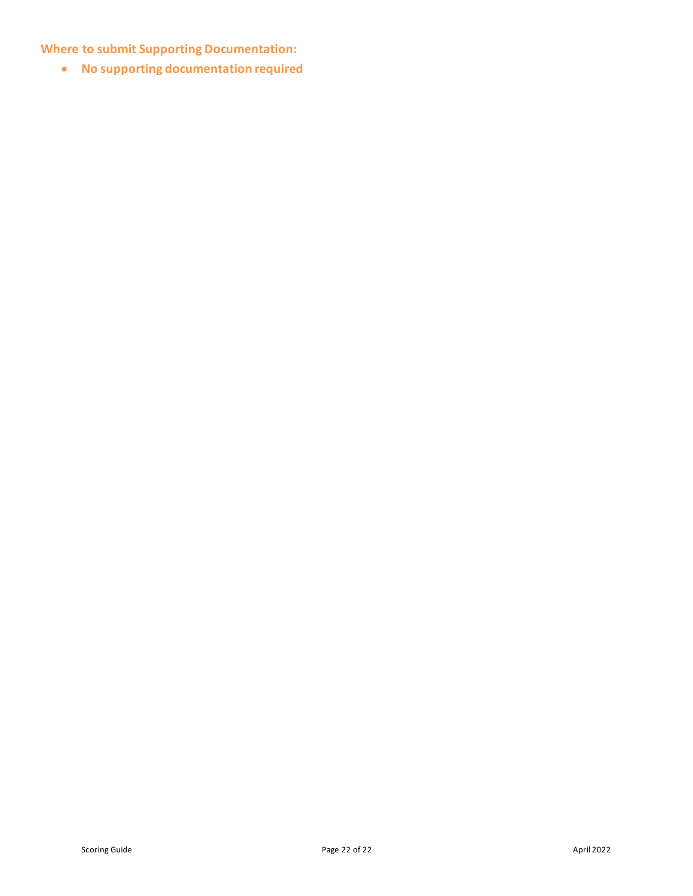**Where to submit Supporting Documentation:**

- **No supporting documentation required**